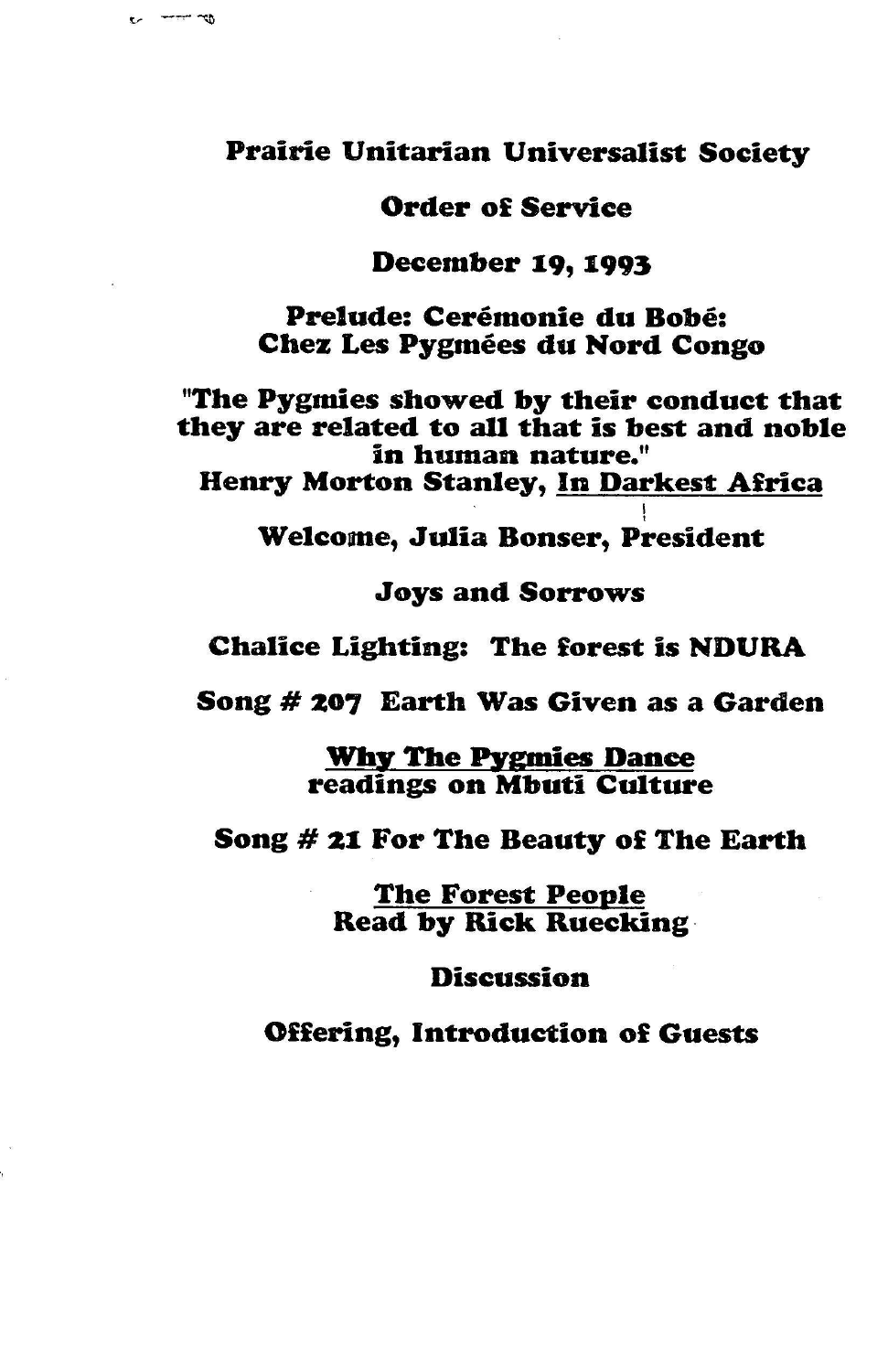# Prairie Unitarian Universalist Society

## Order of Service

## December 19, 1993

**Prelude: Cerémonie du Bobé: Chez Les Pygmées du Nord Congo**

**"The Pygmies showed by their conduct that they are related to all that is best and noble in human nature."**
**Henry Morton Stanley, In Darkest Africa**

**Welcome, Julia Bonser, President**

**Joys and Sorrows**

**Chalice Lighting: The forest is NDURA**

**Song # 207 Earth Was Given as a Garden**

**Why The Pygmies Dance**
**readings on Mbuti Culture**

**Song # 21 For The Beauty of The Earth**

**The Forest People**
**Read by Rick Ruecking**

**Discussion**

**Offering, Introduction of Guests**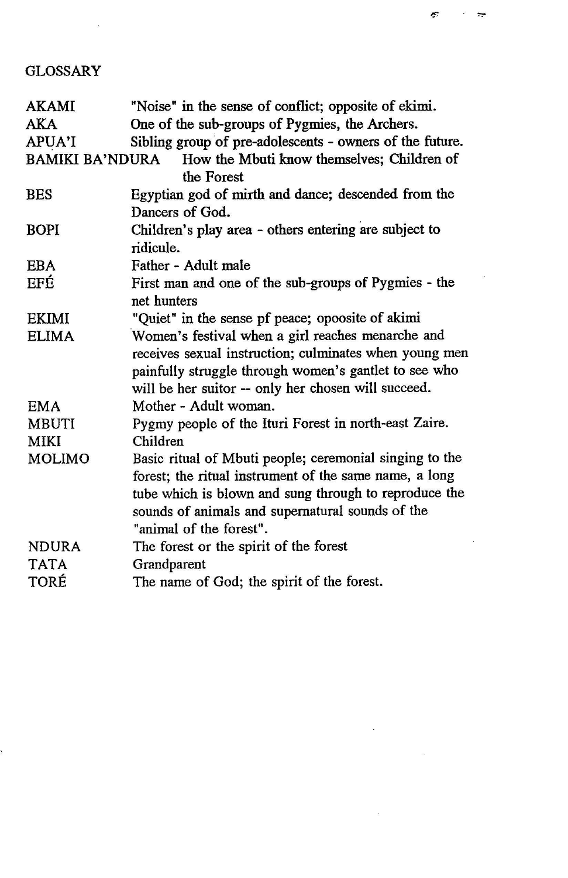# GLOSSARY

| | |
|---|---|
| AKAMI | "Noise" in the sense of conflict; opposite of ekimi. |
| AKA | One of the sub-groups of Pygmies, the Archers. |
| APUA'I | Sibling group of pre-adolescents - owners of the future. |
| BAMIKI BA'NDURA | How the Mbuti know themselves; Children of the Forest |
| BES | Egyptian god of mirth and dance; descended from the Dancers of God. |
| BOPI | Children's play area - others entering are subject to ridicule. |
| EBA | Father - Adult male |
| EFÉ | First man and one of the sub-groups of Pygmies - the net hunters |
| EKIMI | "Quiet" in the sense pf peace; opoosite of akimi |
| ELIMA | Women's festival when a girl reaches menarche and receives sexual instruction; culminates when young men painfully struggle through women's gantlet to see who will be her suitor -- only her chosen will succeed. |
| EMA | Mother - Adult woman. |
| MBUTI | Pygmy people of the Ituri Forest in north-east Zaire. |
| MIKI | Children |
| MOLIMO | Basic ritual of Mbuti people; ceremonial singing to the forest; the ritual instrument of the same name, a long tube which is blown and sung through to reproduce the sounds of animals and supernatural sounds of the "animal of the forest". |
| NDURA | The forest or the spirit of the forest |
| TATA | Grandparent |
| TORÉ | The name of God; the spirit of the forest. |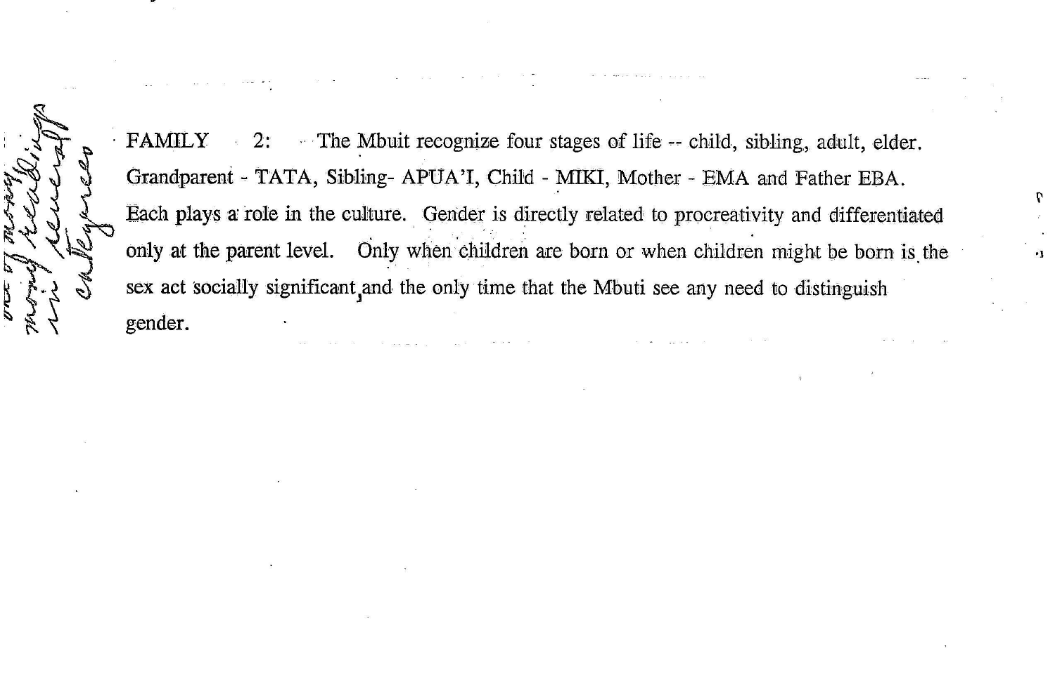FAMILY 2: The Mbuit recognize four stages of life -- child, sibling, adult, elder. Grandparent - TATA, Sibling- APUA'I, Child - MIKI, Mother - EMA and Father EBA. Each plays a role in the culture. Gender is directly related to procreativity and differentiated only at the parent level. Only when children are born or when children might be born is the sex act socially significant, and the only time that the Mbuti see any need to distinguish gender.

*one of many mind reading in general categories*